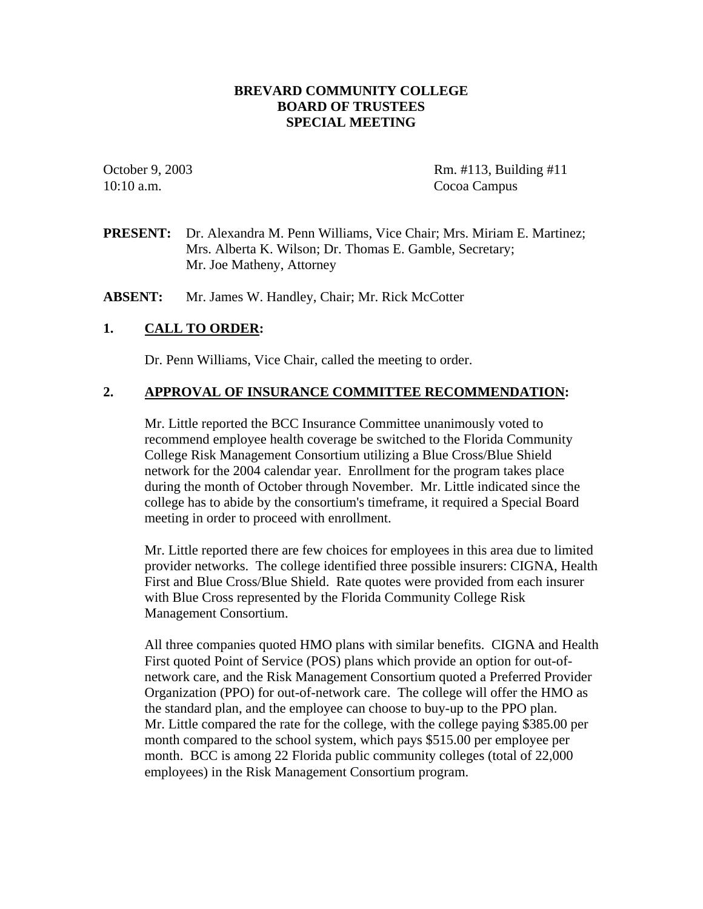# BREVARD COMMUNITY COLLEGE
# BOARD OF TRUSTEES
# SPECIAL MEETING

October 9, 2003
10:10 a.m.

Rm. #113, Building #11
Cocoa Campus

**PRESENT:** Dr. Alexandra M. Penn Williams, Vice Chair; Mrs. Miriam E. Martinez; Mrs. Alberta K. Wilson; Dr. Thomas E. Gamble, Secretary; Mr. Joe Matheny, Attorney

**ABSENT:** Mr. James W. Handley, Chair; Mr. Rick McCotter

## 1. CALL TO ORDER:

Dr. Penn Williams, Vice Chair, called the meeting to order.

## 2. APPROVAL OF INSURANCE COMMITTEE RECOMMENDATION:

Mr. Little reported the BCC Insurance Committee unanimously voted to recommend employee health coverage be switched to the Florida Community College Risk Management Consortium utilizing a Blue Cross/Blue Shield network for the 2004 calendar year. Enrollment for the program takes place during the month of October through November. Mr. Little indicated since the college has to abide by the consortium's timeframe, it required a Special Board meeting in order to proceed with enrollment.

Mr. Little reported there are few choices for employees in this area due to limited provider networks. The college identified three possible insurers: CIGNA, Health First and Blue Cross/Blue Shield. Rate quotes were provided from each insurer with Blue Cross represented by the Florida Community College Risk Management Consortium.

All three companies quoted HMO plans with similar benefits. CIGNA and Health First quoted Point of Service (POS) plans which provide an option for out-of-network care, and the Risk Management Consortium quoted a Preferred Provider Organization (PPO) for out-of-network care. The college will offer the HMO as the standard plan, and the employee can choose to buy-up to the PPO plan. Mr. Little compared the rate for the college, with the college paying $385.00 per month compared to the school system, which pays $515.00 per employee per month. BCC is among 22 Florida public community colleges (total of 22,000 employees) in the Risk Management Consortium program.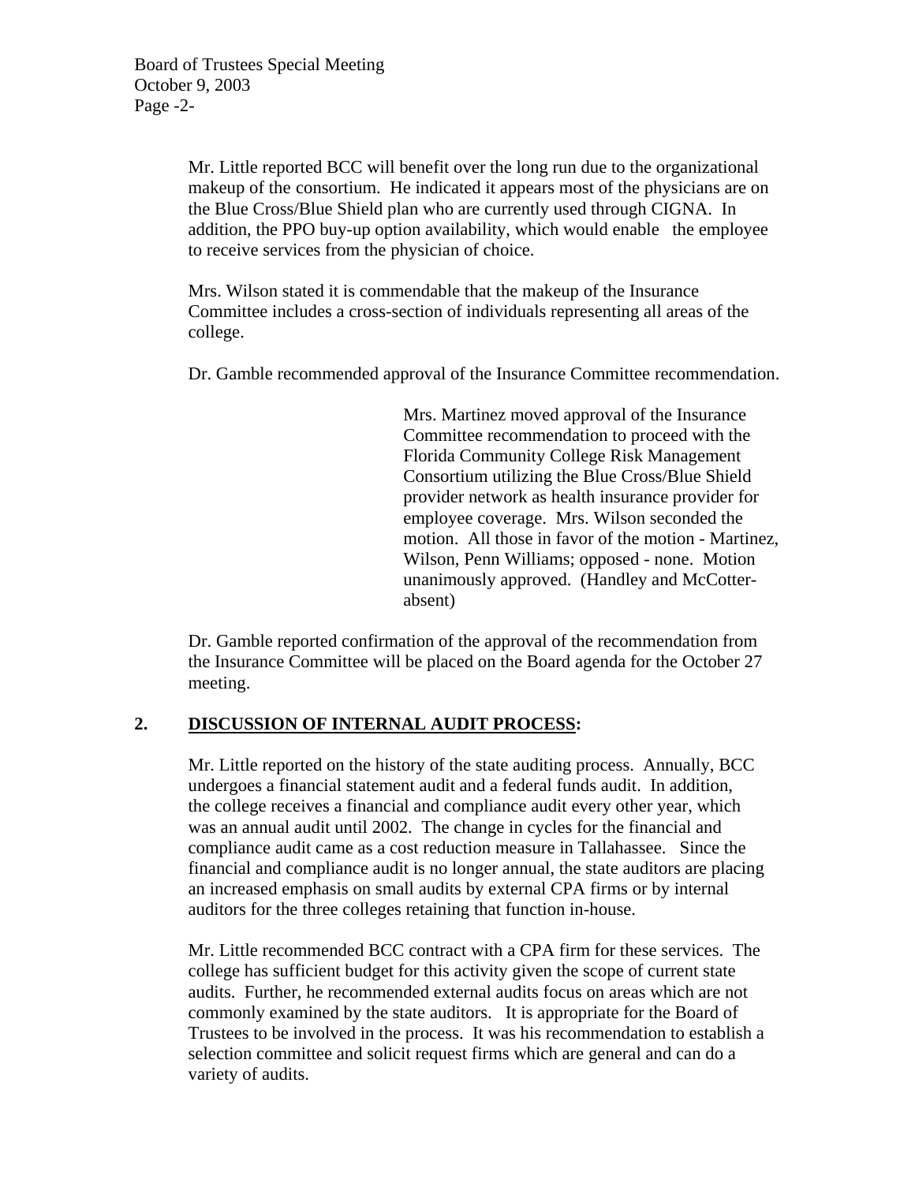Mr. Little reported BCC will benefit over the long run due to the organizational makeup of the consortium. He indicated it appears most of the physicians are on the Blue Cross/Blue Shield plan who are currently used through CIGNA. In addition, the PPO buy-up option availability, which would enable the employee to receive services from the physician of choice.

Mrs. Wilson stated it is commendable that the makeup of the Insurance Committee includes a cross-section of individuals representing all areas of the college.

Dr. Gamble recommended approval of the Insurance Committee recommendation.

> Mrs. Martinez moved approval of the Insurance Committee recommendation to proceed with the Florida Community College Risk Management Consortium utilizing the Blue Cross/Blue Shield provider network as health insurance provider for employee coverage. Mrs. Wilson seconded the motion. All those in favor of the motion - Martinez, Wilson, Penn Williams; opposed - none. Motion unanimously approved. (Handley and McCotter-absent)

Dr. Gamble reported confirmation of the approval of the recommendation from the Insurance Committee will be placed on the Board agenda for the October 27 meeting.

## 2. **DISCUSSION OF INTERNAL AUDIT PROCESS:**

Mr. Little reported on the history of the state auditing process. Annually, BCC undergoes a financial statement audit and a federal funds audit. In addition, the college receives a financial and compliance audit every other year, which was an annual audit until 2002. The change in cycles for the financial and compliance audit came as a cost reduction measure in Tallahassee. Since the financial and compliance audit is no longer annual, the state auditors are placing an increased emphasis on small audits by external CPA firms or by internal auditors for the three colleges retaining that function in-house.

Mr. Little recommended BCC contract with a CPA firm for these services. The college has sufficient budget for this activity given the scope of current state audits. Further, he recommended external audits focus on areas which are not commonly examined by the state auditors. It is appropriate for the Board of Trustees to be involved in the process. It was his recommendation to establish a selection committee and solicit request firms which are general and can do a variety of audits.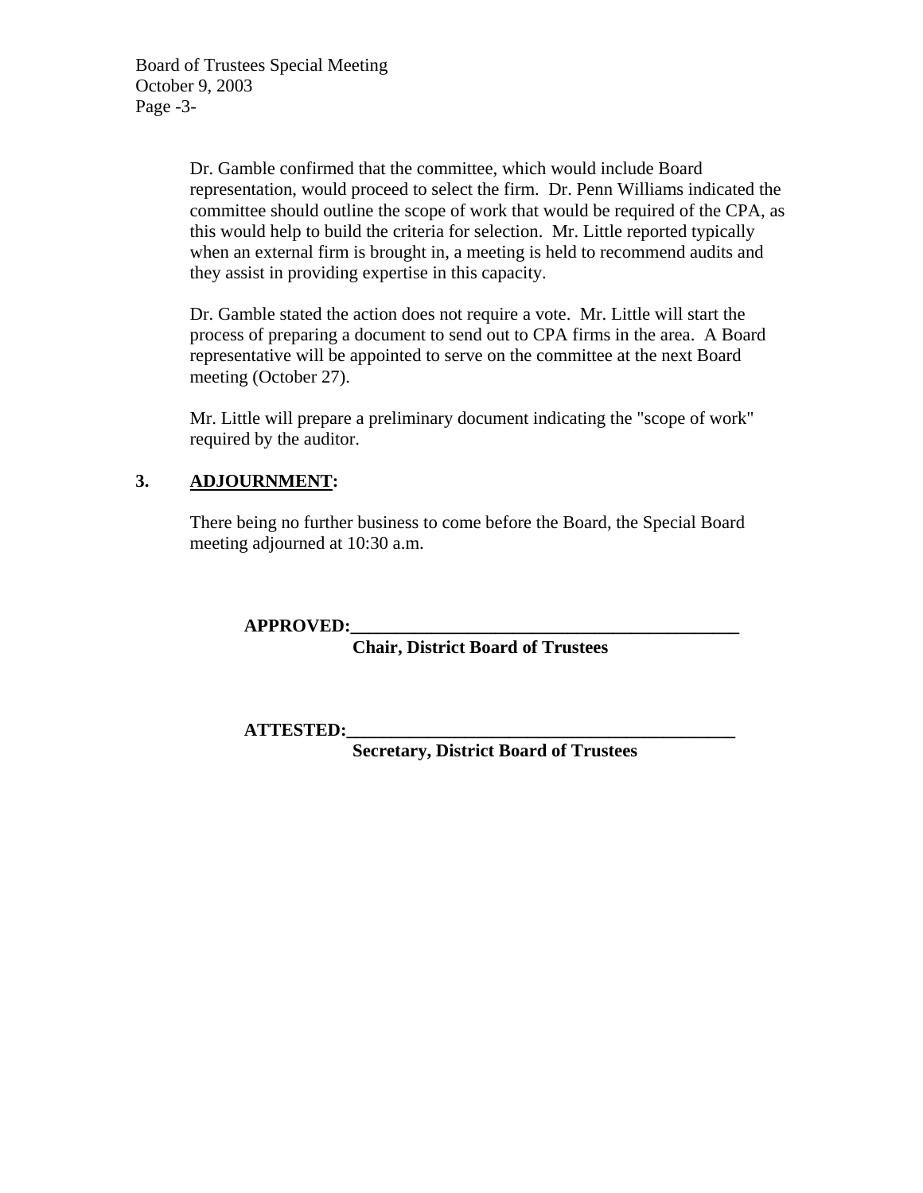Dr. Gamble confirmed that the committee, which would include Board representation, would proceed to select the firm. Dr. Penn Williams indicated the committee should outline the scope of work that would be required of the CPA, as this would help to build the criteria for selection. Mr. Little reported typically when an external firm is brought in, a meeting is held to recommend audits and they assist in providing expertise in this capacity.

Dr. Gamble stated the action does not require a vote. Mr. Little will start the process of preparing a document to send out to CPA firms in the area. A Board representative will be appointed to serve on the committee at the next Board meeting (October 27).

Mr. Little will prepare a preliminary document indicating the "scope of work" required by the auditor.

## 3. ADJOURNMENT:

There being no further business to come before the Board, the Special Board meeting adjourned at 10:30 a.m.

**APPROVED:**\_\_\_\_\_\_\_\_\_\_\_\_\_\_\_\_\_\_\_\_\_\_\_\_\_\_\_\_\_\_\_\_\_\_\_\_\_\_\_\_\_\_\_\_
**Chair, District Board of Trustees**

**ATTESTED:**\_\_\_\_\_\_\_\_\_\_\_\_\_\_\_\_\_\_\_\_\_\_\_\_\_\_\_\_\_\_\_\_\_\_\_\_\_\_\_\_\_\_\_\_
**Secretary, District Board of Trustees**